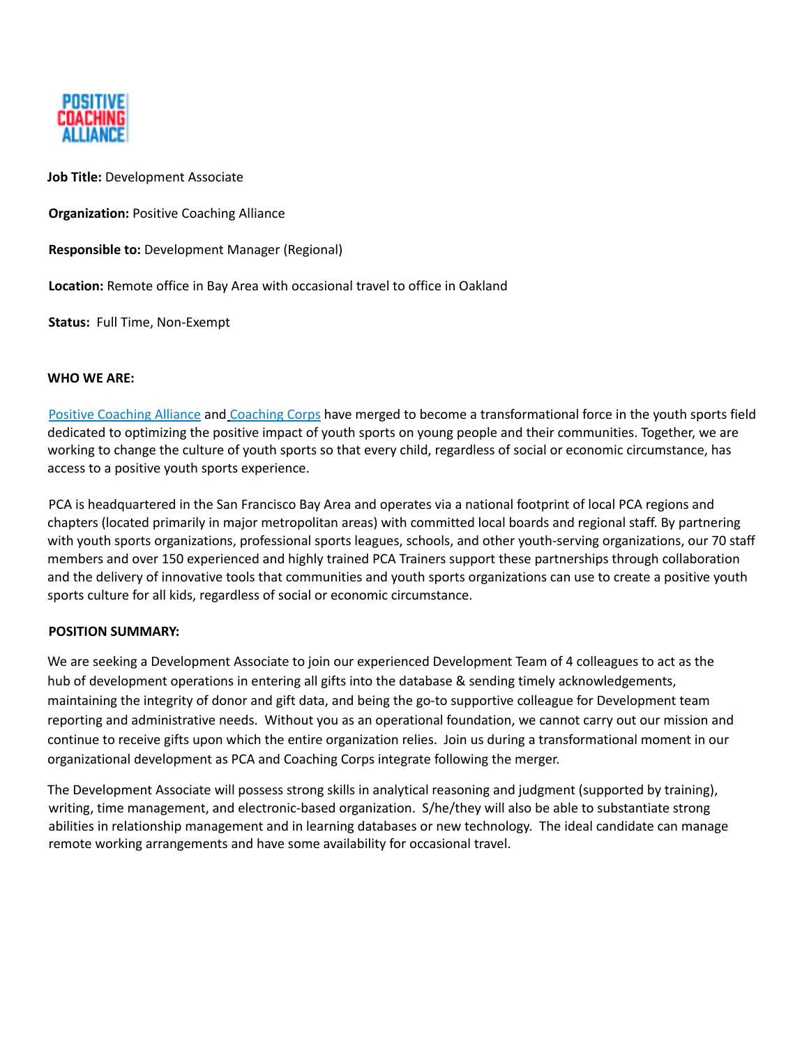**Job Title:** Development Associate

**Organization:** Positive Coaching Alliance

**Responsible to:** Development Manager (Regional)

**Location:** Remote office in Bay Area with occasional travel to office in Oakland

**Status:** Full Time, Non-Exempt

**WHO WE ARE:**

Positive Coaching Alliance and Coaching Corps have merged to become a transformational force in the youth sports field dedicated to optimizing the positive impact of youth sports on young people and their communities. Together, we are working to change the culture of youth sports so that every child, regardless of social or economic circumstance, has access to a positive youth sports experience.

PCA is headquartered in the San Francisco Bay Area and operates via a national footprint of local PCA regions and chapters (located primarily in major metropolitan areas) with committed local boards and regional staff. By partnering with youth sports organizations, professional sports leagues, schools, and other youth-serving organizations, our 70 staff members and over 150 experienced and highly trained PCA Trainers support these partnerships through collaboration and the delivery of innovative tools that communities and youth sports organizations can use to create a positive youth sports culture for all kids, regardless of social or economic circumstance.

**POSITION SUMMARY:**

We are seeking a Development Associate to join our experienced Development Team of 4 colleagues to act as the hub of development operations in entering all gifts into the database & sending timely acknowledgements, maintaining the integrity of donor and gift data, and being the go-to supportive colleague for Development team reporting and administrative needs. Without you as an operational foundation, we cannot carry out our mission and continue to receive gifts upon which the entire organization relies. Join us during a transformational moment in our organizational development as PCA and Coaching Corps integrate following the merger.

The Development Associate will possess strong skills in analytical reasoning and judgment (supported by training), writing, time management, and electronic-based organization. S/he/they will also be able to substantiate strong abilities in relationship management and in learning databases or new technology. The ideal candidate can manage remote working arrangements and have some availability for occasional travel.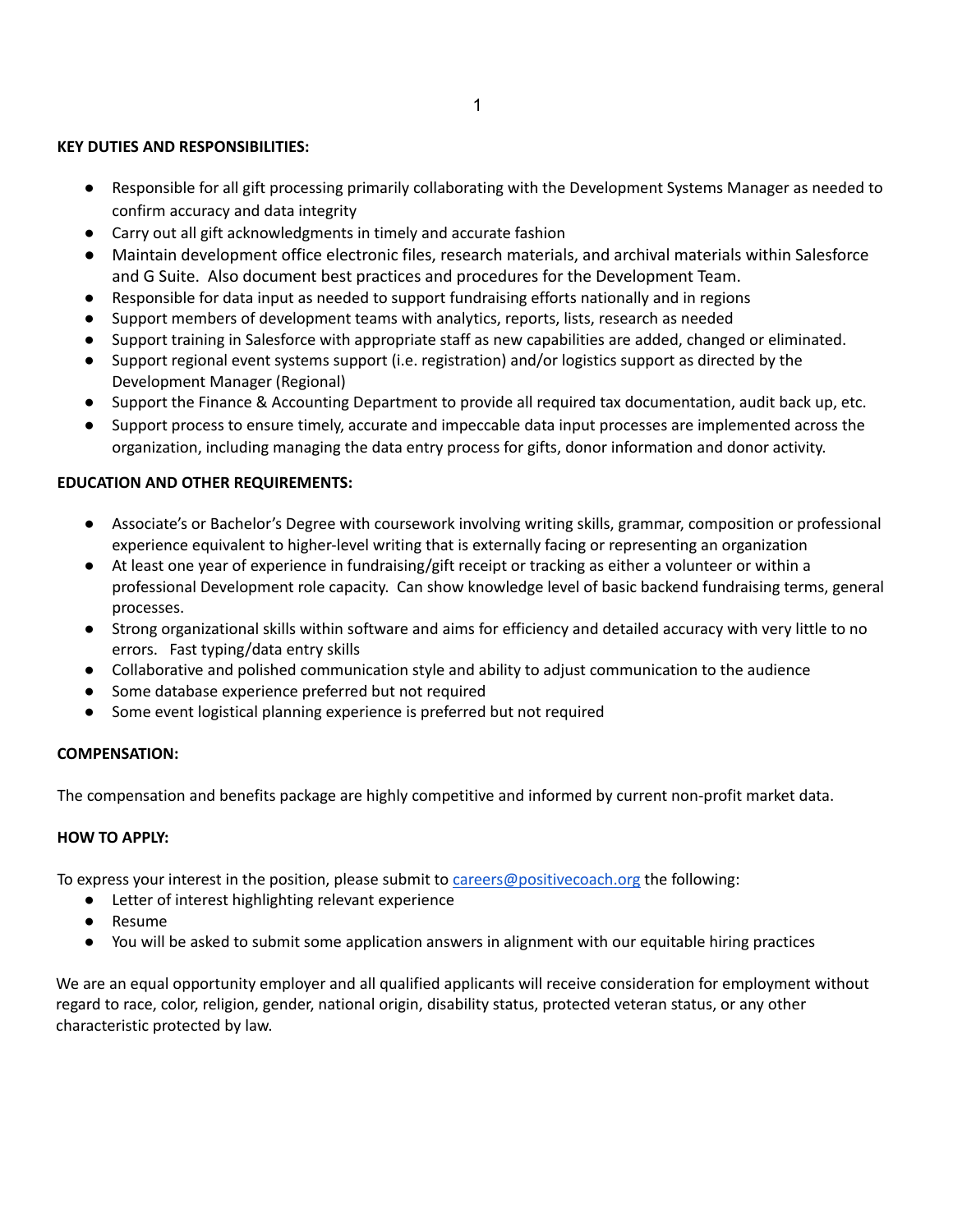**KEY DUTIES AND RESPONSIBILITIES:**

- Responsible for all gift processing primarily collaborating with the Development Systems Manager as needed to confirm accuracy and data integrity
- Carry out all gift acknowledgments in timely and accurate fashion
- Maintain development office electronic files, research materials, and archival materials within Salesforce and G Suite. Also document best practices and procedures for the Development Team.
- Responsible for data input as needed to support fundraising efforts nationally and in regions
- Support members of development teams with analytics, reports, lists, research as needed
- Support training in Salesforce with appropriate staff as new capabilities are added, changed or eliminated.
- Support regional event systems support (i.e. registration) and/or logistics support as directed by the Development Manager (Regional)
- Support the Finance & Accounting Department to provide all required tax documentation, audit back up, etc.
- Support process to ensure timely, accurate and impeccable data input processes are implemented across the organization, including managing the data entry process for gifts, donor information and donor activity.

**EDUCATION AND OTHER REQUIREMENTS:**

- Associate's or Bachelor's Degree with coursework involving writing skills, grammar, composition or professional experience equivalent to higher-level writing that is externally facing or representing an organization
- At least one year of experience in fundraising/gift receipt or tracking as either a volunteer or within a professional Development role capacity. Can show knowledge level of basic backend fundraising terms, general processes.
- Strong organizational skills within software and aims for efficiency and detailed accuracy with very little to no errors. Fast typing/data entry skills
- Collaborative and polished communication style and ability to adjust communication to the audience
- Some database experience preferred but not required
- Some event logistical planning experience is preferred but not required

**COMPENSATION:**

The compensation and benefits package are highly competitive and informed by current non-profit market data.

**HOW TO APPLY:**

To express your interest in the position, please submit to careers@positivecoach.org the following:

- Letter of interest highlighting relevant experience
- Resume
- You will be asked to submit some application answers in alignment with our equitable hiring practices

We are an equal opportunity employer and all qualified applicants will receive consideration for employment without regard to race, color, religion, gender, national origin, disability status, protected veteran status, or any other characteristic protected by law.